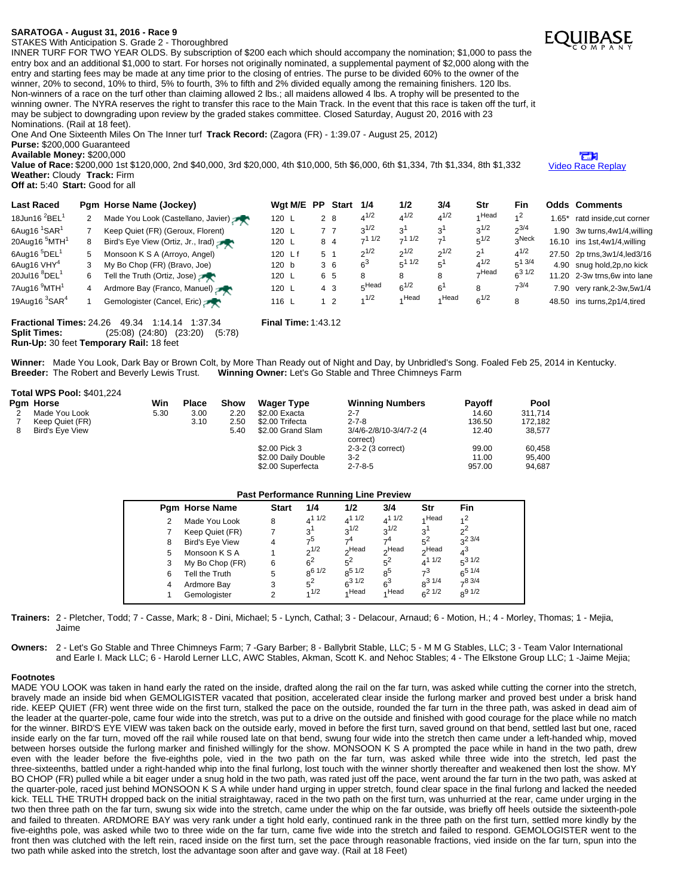**SARATOGA - August 31, 2016 - Race 9**

STAKES With Anticipation S. Grade 2 - Thoroughbred

INNER TURF FOR TWO YEAR OLDS. By subscription of $200 each which should accompany the nomination; $1,000 to pass the entry box and an additional $1,000 to start. For horses not originally nominated, a supplemental payment of $2,000 along with the entry and starting fees may be made at any time prior to the closing of entries. The purse to be divided 60% to the owner of the winner, 20% to second, 10% to third, 5% to fourth, 3% to fifth and 2% divided equally among the remaining finishers. 120 lbs. Non-winners of a race on the turf other than claiming allowed 2 lbs.; all maidens allowed 4 lbs. A trophy will be presented to the winning owner. The NYRA reserves the right to transfer this race to the Main Track. In the event that this race is taken off the turf, it may be subject to downgrading upon review by the graded stakes committee. Closed Saturday, August 20, 2016 with 23 Nominations. (Rail at 18 feet).

One And One Sixteenth Miles On The Inner turf **Track Record:** (Zagora (FR) - 1:39.07 - August 25, 2012)

**Purse:** $200,000 Guaranteed

**Available Money:** $200,000

**Value of Race:** $200,000 1st $120,000, 2nd $40,000, 3rd $20,000, 4th $10,000, 5th $6,000, 6th $1,334, 7th $1,334, 8th $1,332

**Weather:** Cloudy **Track:** Firm

**Off at:** 5:40 **Start:** Good for all

Video Race Replay

| Last Raced | Pgm | Horse Name (Jockey) | Wgt M/E | PP | Start | 1/4 | 1/2 | 3/4 | Str | Fin | Odds | Comments |
|---|---|---|---|---|---|---|---|---|---|---|---|---|
| 18Jun16 2BEL1 | 2 | Made You Look (Castellano, Javier) | 120 L | 2 | 8 | 4 1/2 | 4 1/2 | 4 1/2 | 1 Head | 1 2 | 1.65* | ratd inside,cut corner |
| 6Aug16 1SAR1 | 7 | Keep Quiet (FR) (Geroux, Florent) | 120 L | 7 | 7 | 3 1/2 | 3 1 | 3 1 | 3 1/2 | 2 3/4 | 1.90 | 3w turns,4w1/4,willing |
| 20Aug16 5MTH1 | 8 | Bird's Eye View (Ortiz, Jr., Irad) | 120 L | 8 | 4 | 7 1 1/2 | 7 1 1/2 | 7 1 | 5 1/2 | 3 Neck | 16.10 | ins 1st,4w1/4,willing |
| 6Aug16 5DEL1 | 5 | Monsoon K S A (Arroyo, Angel) | 120 L f | 5 | 1 | 2 1/2 | 2 1/2 | 2 1/2 | 2 1 | 4 1/2 | 27.50 | 2p trns,3w1/4,led3/16 |
| 6Aug16 VHY4 | 3 | My Bo Chop (FR) (Bravo, Joe) | 120 b | 3 | 6 | 6 3 | 5 1 1/2 | 5 1 | 4 1/2 | 5 1 3/4 | 4.90 | snug hold,2p,no kick |
| 20Jul16 8DEL1 | 6 | Tell the Truth (Ortiz, Jose) | 120 L | 6 | 5 | 8 | 8 | 8 | 7 Head | 6 3 1/2 | 11.20 | 2-3w trns,6w into lane |
| 7Aug16 9MTH1 | 4 | Ardmore Bay (Franco, Manuel) | 120 L | 4 | 3 | 5 Head | 6 1/2 | 6 1 | 8 | 7 3/4 | 7.90 | very rank,2-3w,5w1/4 |
| 19Aug16 3SAR4 | 1 | Gemologister (Cancel, Eric) | 116 L | 1 | 2 | 1 1/2 | 1 Head | 1 Head | 6 1/2 | 8 | 48.50 | ins turns,2p1/4,tired |

**Fractional Times:** 24.26 49.34 1:14.14 1:37.34 **Final Time:** 1:43.12

**Split Times:** (25:08) (24:80) (23:20) (5:78)

**Run-Up:** 30 feet **Temporary Rail:** 18 feet

**Winner:** Made You Look, Dark Bay or Brown Colt, by More Than Ready out of Night and Day, by Unbridled's Song. Foaled Feb 25, 2014 in Kentucky.

**Breeder:** The Robert and Beverly Lewis Trust. **Winning Owner:** Let's Go Stable and Three Chimneys Farm

**Total WPS Pool:** $401,224

| Pgm | Horse | Win | Place | Show |
|---|---|---|---|---|
| 2 | Made You Look | 5.30 | 3.00 | 2.20 |
| 7 | Keep Quiet (FR) | | 3.10 | 2.50 |
| 8 | Bird's Eye View | | | 5.40 |

| Wager Type | Winning Numbers | Payoff | Pool |
|---|---|---|---|
| $2.00 Exacta | 2-7 | 14.60 | 311,714 |
| $2.00 Trifecta | 2-7-8 | 136.50 | 172,182 |
| $2.00 Grand Slam | 3/4/6-2/8/10-3/4/7-2 (4 correct) | 12.40 | 38,577 |
| $2.00 Pick 3 | 2-3-2 (3 correct) | 99.00 | 60,458 |
| $2.00 Daily Double | 3-2 | 11.00 | 95,400 |
| $2.00 Superfecta | 2-7-8-5 | 957.00 | 94,687 |

**Past Performance Running Line Preview**

| Pgm | Horse Name | Start | 1/4 | 1/2 | 3/4 | Str | Fin |
|---|---|---|---|---|---|---|---|
| 2 | Made You Look | 8 | 4 1 1/2 | 4 1 1/2 | 4 1 1/2 | 1 Head | 1 2 |
| 7 | Keep Quiet (FR) | 7 | 3 1 | 3 1/2 | 3 1/2 | 3 1 | 2 2 |
| 8 | Bird's Eye View | 4 | 7 5 | 7 4 | 7 4 | 5 2 | 3 2 3/4 |
| 5 | Monsoon K S A | 1 | 2 1/2 | 2 Head | 2 Head | 2 Head | 4 3 |
| 3 | My Bo Chop (FR) | 6 | 6 2 | 5 2 | 5 2 | 4 1 1/2 | 5 3 1/2 |
| 6 | Tell the Truth | 5 | 8 6 1/2 | 8 5 1/2 | 8 5 | 7 3 | 6 5 1/4 |
| 4 | Ardmore Bay | 3 | 5 2 | 6 3 1/2 | 6 3 | 8 3 1/4 | 7 8 3/4 |
| 1 | Gemologister | 2 | 1 1/2 | 1 Head | 1 Head | 6 2 1/2 | 8 9 1/2 |

**Trainers:** 2 - Pletcher, Todd; 7 - Casse, Mark; 8 - Dini, Michael; 5 - Lynch, Cathal; 3 - Delacour, Arnaud; 6 - Motion, H.; 4 - Morley, Thomas; 1 - Mejia, Jaime

**Owners:** 2 - Let's Go Stable and Three Chimneys Farm; 7 -Gary Barber; 8 - Ballybrit Stable, LLC; 5 - M M G Stables, LLC; 3 - Team Valor International and Earle I. Mack LLC; 6 - Harold Lerner LLC, AWC Stables, Akman, Scott K. and Nehoc Stables; 4 - The Elkstone Group LLC; 1 -Jaime Mejia;

**Footnotes**

MADE YOU LOOK was taken in hand early the rated on the inside, drafted along the rail on the far turn, was asked while cutting the corner into the stretch, bravely made an inside bid when GEMOLIGISTER vacated that position, accelerated clear inside the furlong marker and proved best under a brisk hand ride. KEEP QUIET (FR) went three wide on the first turn, stalked the pace on the outside, rounded the far turn in the three path, was asked in dead aim of the leader at the quarter-pole, came four wide into the stretch, was put to a drive on the outside and finished with good courage for the place while no match for the winner. BIRD'S EYE VIEW was taken back on the outside early, moved in before the first turn, saved ground on that bend, settled last but one, raced inside early on the far turn, moved off the rail while roused late on that bend, swung four wide into the stretch then came under a left-handed whip, moved between horses outside the furlong marker and finished willingly for the show. MONSOON K S A prompted the pace while in hand in the two path, drew even with the leader before the five-eighths pole, vied in the two path on the far turn, was asked while three wide into the stretch, led past the three-sixteenths, battled under a right-handed whip into the final furlong, lost touch with the winner shortly thereafter and weakened then lost the show. MY BO CHOP (FR) pulled while a bit eager under a snug hold in the two path, was rated just off the pace, went around the far turn in the two path, was asked at the quarter-pole, raced just behind MONSOON K S A while under hand urging in upper stretch, found clear space in the final furlong and lacked the needed kick. TELL THE TRUTH dropped back on the initial straightaway, raced in the two path on the first turn, was unhurried at the rear, came under urging in the two then three path on the far turn, swung six wide into the stretch, came under the whip on the far outside, was briefly off heels outside the sixteenth-pole and failed to threaten. ARDMORE BAY was very rank under a tight hold early, continued rank in the three path on the first turn, settled more kindly by the five-eighths pole, was asked while two to three wide on the far turn, came five wide into the stretch and failed to respond. GEMOLOGISTER went to the front then was clutched with the left rein, raced inside on the first turn, set the pace through reasonable fractions, vied inside on the far turn, spun into the two path while asked into the stretch, lost the advantage soon after and gave way. (Rail at 18 Feet)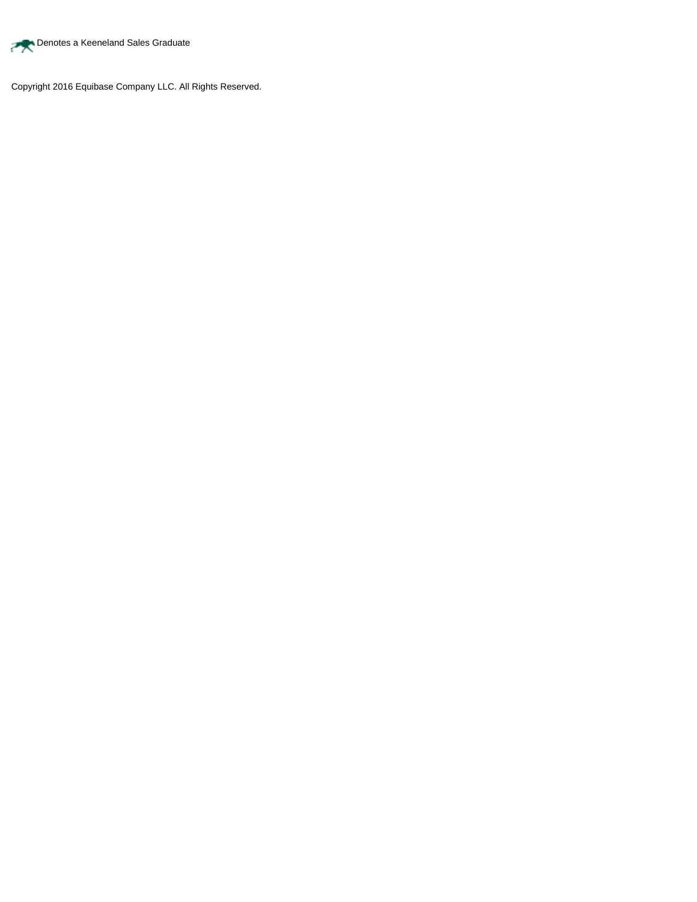Denotes a Keeneland Sales Graduate

Copyright 2016 Equibase Company LLC. All Rights Reserved.